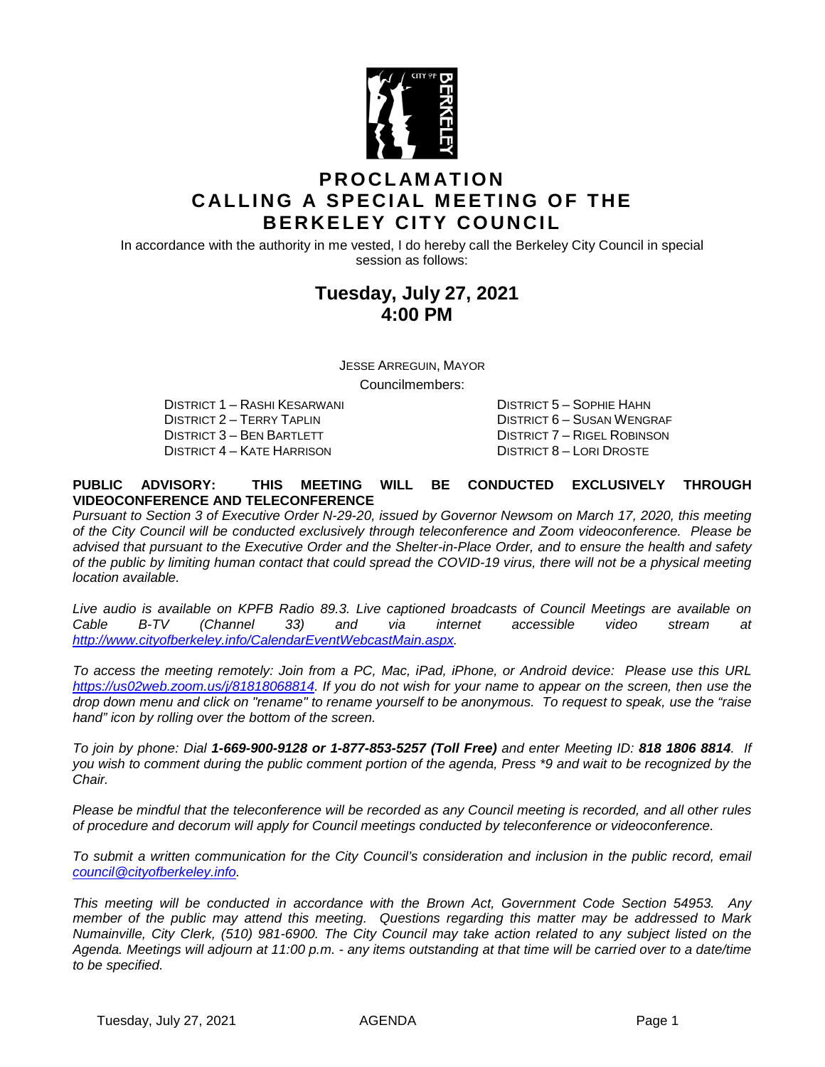# PROCLAMATION CALLING A SPECIAL MEETING OF THE BERKELEY CITY COUNCIL

In accordance with the authority in me vested, I do hereby call the Berkeley City Council in special session as follows:

## Tuesday, July 27, 2021
## 4:00 PM

JESSE ARREGUIN, MAYOR

Councilmembers:

DISTRICT 1 – RASHI KESARWANI
DISTRICT 2 – TERRY TAPLIN
DISTRICT 3 – BEN BARTLETT
DISTRICT 4 – KATE HARRISON
DISTRICT 5 – SOPHIE HAHN
DISTRICT 6 – SUSAN WENGRAF
DISTRICT 7 – RIGEL ROBINSON
DISTRICT 8 – LORI DROSTE

**PUBLIC ADVISORY: THIS MEETING WILL BE CONDUCTED EXCLUSIVELY THROUGH VIDEOCONFERENCE AND TELECONFERENCE**

*Pursuant to Section 3 of Executive Order N-29-20, issued by Governor Newsom on March 17, 2020, this meeting of the City Council will be conducted exclusively through teleconference and Zoom videoconference. Please be advised that pursuant to the Executive Order and the Shelter-in-Place Order, and to ensure the health and safety of the public by limiting human contact that could spread the COVID-19 virus, there will not be a physical meeting location available.*

*Live audio is available on KPFB Radio 89.3. Live captioned broadcasts of Council Meetings are available on Cable B-TV (Channel 33) and via internet accessible video stream at http://www.cityofberkeley.info/CalendarEventWebcastMain.aspx.*

*To access the meeting remotely: Join from a PC, Mac, iPad, iPhone, or Android device: Please use this URL https://us02web.zoom.us/j/81818068814. If you do not wish for your name to appear on the screen, then use the drop down menu and click on "rename" to rename yourself to be anonymous. To request to speak, use the "raise hand" icon by rolling over the bottom of the screen.*

*To join by phone: Dial **1-669-900-9128 or 1-877-853-5257 (Toll Free)** and enter Meeting ID: **818 1806 8814**. If you wish to comment during the public comment portion of the agenda, Press \*9 and wait to be recognized by the Chair.*

*Please be mindful that the teleconference will be recorded as any Council meeting is recorded, and all other rules of procedure and decorum will apply for Council meetings conducted by teleconference or videoconference.*

*To submit a written communication for the City Council's consideration and inclusion in the public record, email council@cityofberkeley.info.*

*This meeting will be conducted in accordance with the Brown Act, Government Code Section 54953. Any member of the public may attend this meeting. Questions regarding this matter may be addressed to Mark Numainville, City Clerk, (510) 981-6900. The City Council may take action related to any subject listed on the Agenda. Meetings will adjourn at 11:00 p.m. - any items outstanding at that time will be carried over to a date/time to be specified.*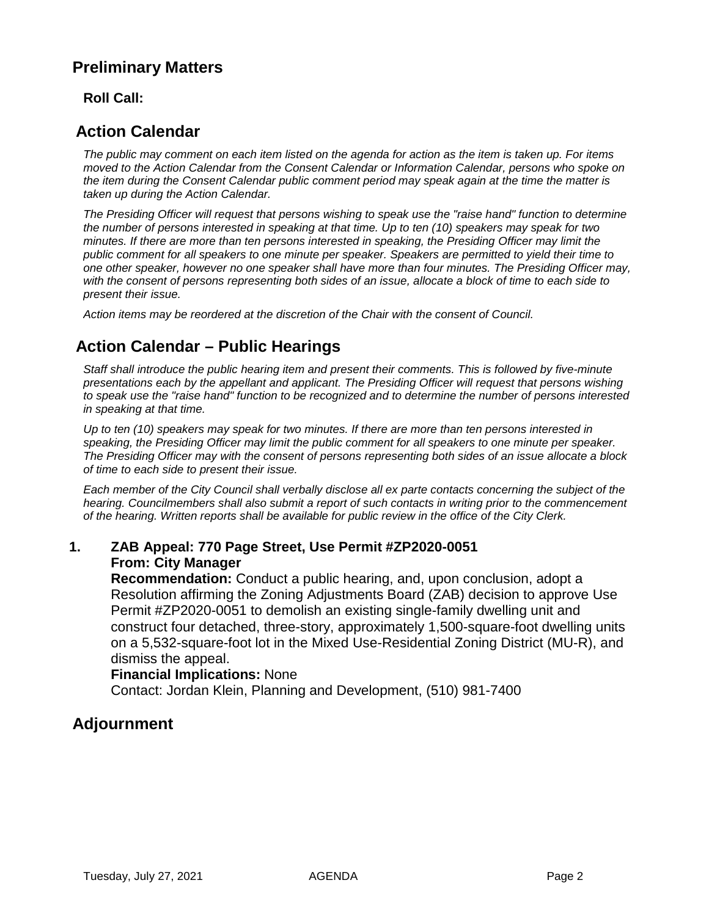## Preliminary Matters

**Roll Call:**

## Action Calendar

*The public may comment on each item listed on the agenda for action as the item is taken up. For items moved to the Action Calendar from the Consent Calendar or Information Calendar, persons who spoke on the item during the Consent Calendar public comment period may speak again at the time the matter is taken up during the Action Calendar.*

*The Presiding Officer will request that persons wishing to speak use the "raise hand" function to determine the number of persons interested in speaking at that time. Up to ten (10) speakers may speak for two minutes. If there are more than ten persons interested in speaking, the Presiding Officer may limit the public comment for all speakers to one minute per speaker. Speakers are permitted to yield their time to one other speaker, however no one speaker shall have more than four minutes. The Presiding Officer may, with the consent of persons representing both sides of an issue, allocate a block of time to each side to present their issue.*

*Action items may be reordered at the discretion of the Chair with the consent of Council.*

## Action Calendar – Public Hearings

*Staff shall introduce the public hearing item and present their comments. This is followed by five-minute presentations each by the appellant and applicant. The Presiding Officer will request that persons wishing to speak use the "raise hand" function to be recognized and to determine the number of persons interested in speaking at that time.*

*Up to ten (10) speakers may speak for two minutes. If there are more than ten persons interested in speaking, the Presiding Officer may limit the public comment for all speakers to one minute per speaker. The Presiding Officer may with the consent of persons representing both sides of an issue allocate a block of time to each side to present their issue.*

*Each member of the City Council shall verbally disclose all ex parte contacts concerning the subject of the hearing. Councilmembers shall also submit a report of such contacts in writing prior to the commencement of the hearing. Written reports shall be available for public review in the office of the City Clerk.*

1. **ZAB Appeal: 770 Page Street, Use Permit #ZP2020-0051**
   **From: City Manager**
   **Recommendation:** Conduct a public hearing, and, upon conclusion, adopt a Resolution affirming the Zoning Adjustments Board (ZAB) decision to approve Use Permit #ZP2020-0051 to demolish an existing single-family dwelling unit and construct four detached, three-story, approximately 1,500-square-foot dwelling units on a 5,532-square-foot lot in the Mixed Use-Residential Zoning District (MU-R), and dismiss the appeal.
   **Financial Implications:** None
   Contact: Jordan Klein, Planning and Development, (510) 981-7400

## Adjournment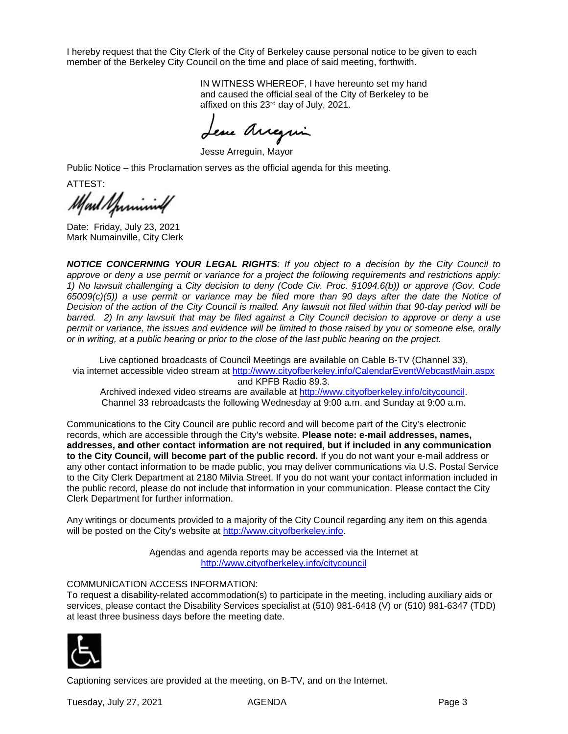I hereby request that the City Clerk of the City of Berkeley cause personal notice to be given to each member of the Berkeley City Council on the time and place of said meeting, forthwith.

IN WITNESS WHEREOF, I have hereunto set my hand and caused the official seal of the City of Berkeley to be affixed on this 23rd day of July, 2021.

Jesse Arreguin, Mayor

Public Notice – this Proclamation serves as the official agenda for this meeting.

ATTEST:

Date: Friday, July 23, 2021
Mark Numainville, City Clerk

***NOTICE CONCERNING YOUR LEGAL RIGHTS**: If you object to a decision by the City Council to approve or deny a use permit or variance for a project the following requirements and restrictions apply: 1) No lawsuit challenging a City decision to deny (Code Civ. Proc. §1094.6(b)) or approve (Gov. Code 65009(c)(5)) a use permit or variance may be filed more than 90 days after the date the Notice of Decision of the action of the City Council is mailed. Any lawsuit not filed within that 90-day period will be barred. 2) In any lawsuit that may be filed against a City Council decision to approve or deny a use permit or variance, the issues and evidence will be limited to those raised by you or someone else, orally or in writing, at a public hearing or prior to the close of the last public hearing on the project.*

Live captioned broadcasts of Council Meetings are available on Cable B-TV (Channel 33), via internet accessible video stream at http://www.cityofberkeley.info/CalendarEventWebcastMain.aspx and KPFB Radio 89.3.
Archived indexed video streams are available at http://www.cityofberkeley.info/citycouncil.
Channel 33 rebroadcasts the following Wednesday at 9:00 a.m. and Sunday at 9:00 a.m.

Communications to the City Council are public record and will become part of the City's electronic records, which are accessible through the City's website. **Please note: e-mail addresses, names, addresses, and other contact information are not required, but if included in any communication to the City Council, will become part of the public record.** If you do not want your e-mail address or any other contact information to be made public, you may deliver communications via U.S. Postal Service to the City Clerk Department at 2180 Milvia Street. If you do not want your contact information included in the public record, please do not include that information in your communication. Please contact the City Clerk Department for further information.

Any writings or documents provided to a majority of the City Council regarding any item on this agenda will be posted on the City's website at http://www.cityofberkeley.info.

Agendas and agenda reports may be accessed via the Internet at http://www.cityofberkeley.info/citycouncil

COMMUNICATION ACCESS INFORMATION:
To request a disability-related accommodation(s) to participate in the meeting, including auxiliary aids or services, please contact the Disability Services specialist at (510) 981-6418 (V) or (510) 981-6347 (TDD) at least three business days before the meeting date.

Captioning services are provided at the meeting, on B-TV, and on the Internet.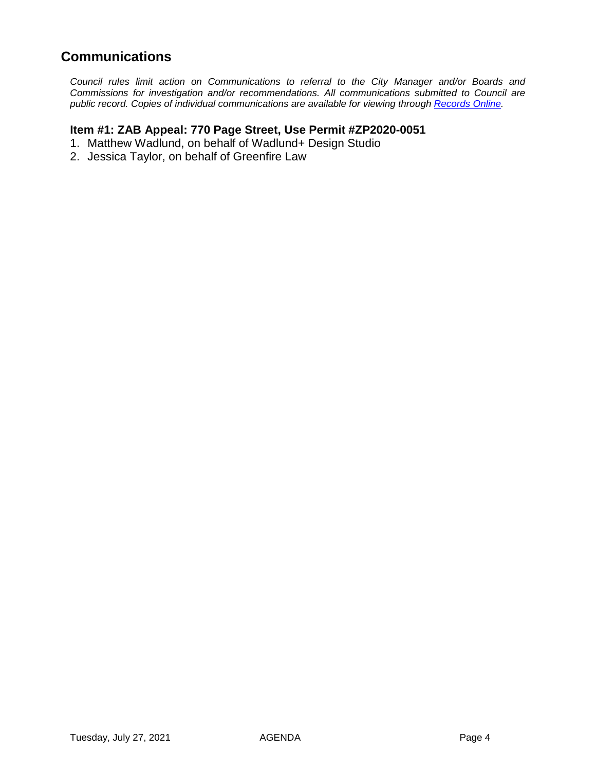## Communications

*Council rules limit action on Communications to referral to the City Manager and/or Boards and Commissions for investigation and/or recommendations. All communications submitted to Council are public record. Copies of individual communications are available for viewing through [Records Online](Records Online).*

### Item #1: ZAB Appeal: 770 Page Street, Use Permit #ZP2020-0051

1. Matthew Wadlund, on behalf of Wadlund+ Design Studio
2. Jessica Taylor, on behalf of Greenfire Law